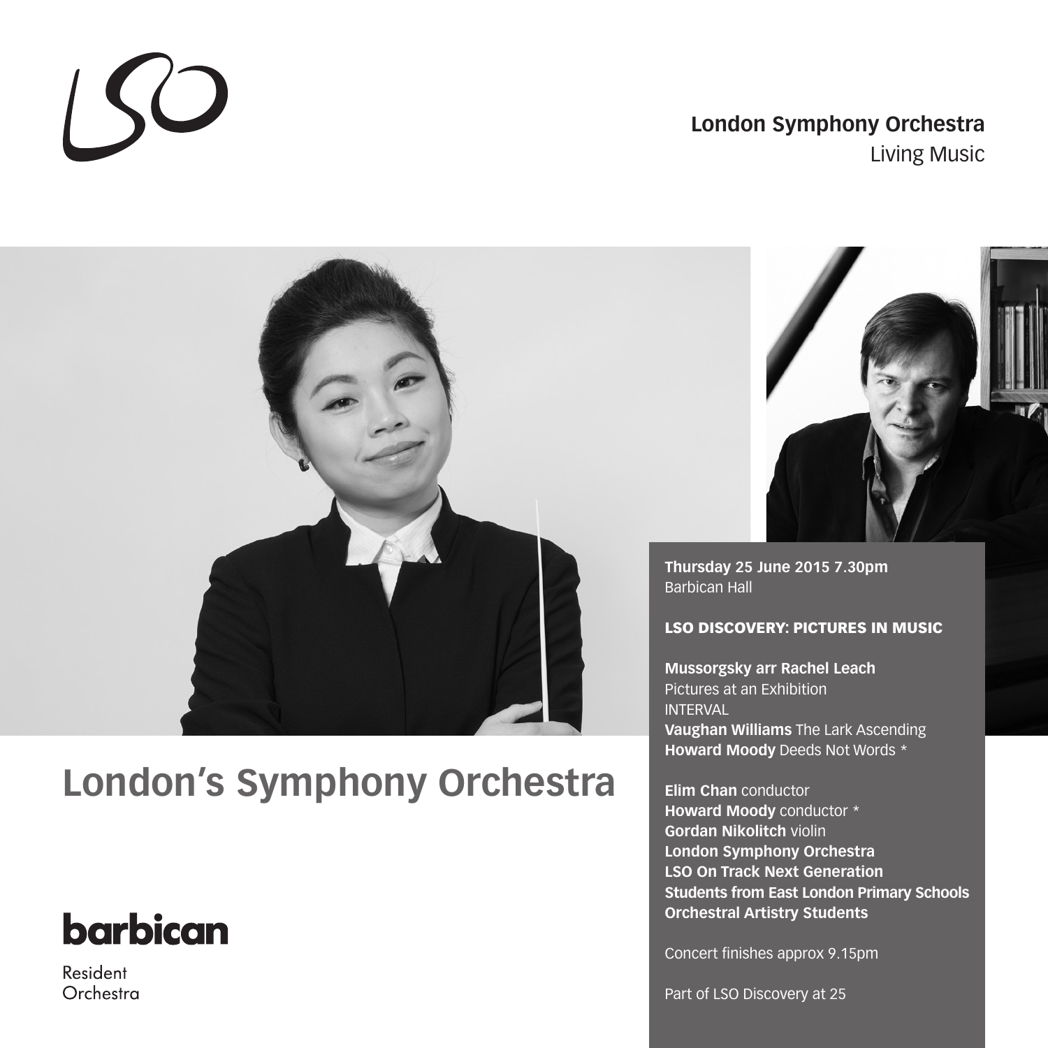LSO

**London Symphony Orchestra**
Living Music

# London's Symphony Orchestra

**barbican**
Resident
Orchestra

**Thursday 25 June 2015 7.30pm**
Barbican Hall

**LSO DISCOVERY: PICTURES IN MUSIC**

**Mussorgsky arr Rachel Leach**
Pictures at an Exhibition
INTERVAL
**Vaughan Williams** The Lark Ascending
**Howard Moody** Deeds Not Words *

**Elim Chan** conductor
**Howard Moody** conductor *
**Gordan Nikolitch** violin
**London Symphony Orchestra**
**LSO On Track Next Generation**
**Students from East London Primary Schools**
**Orchestral Artistry Students**

Concert finishes approx 9.15pm

Part of LSO Discovery at 25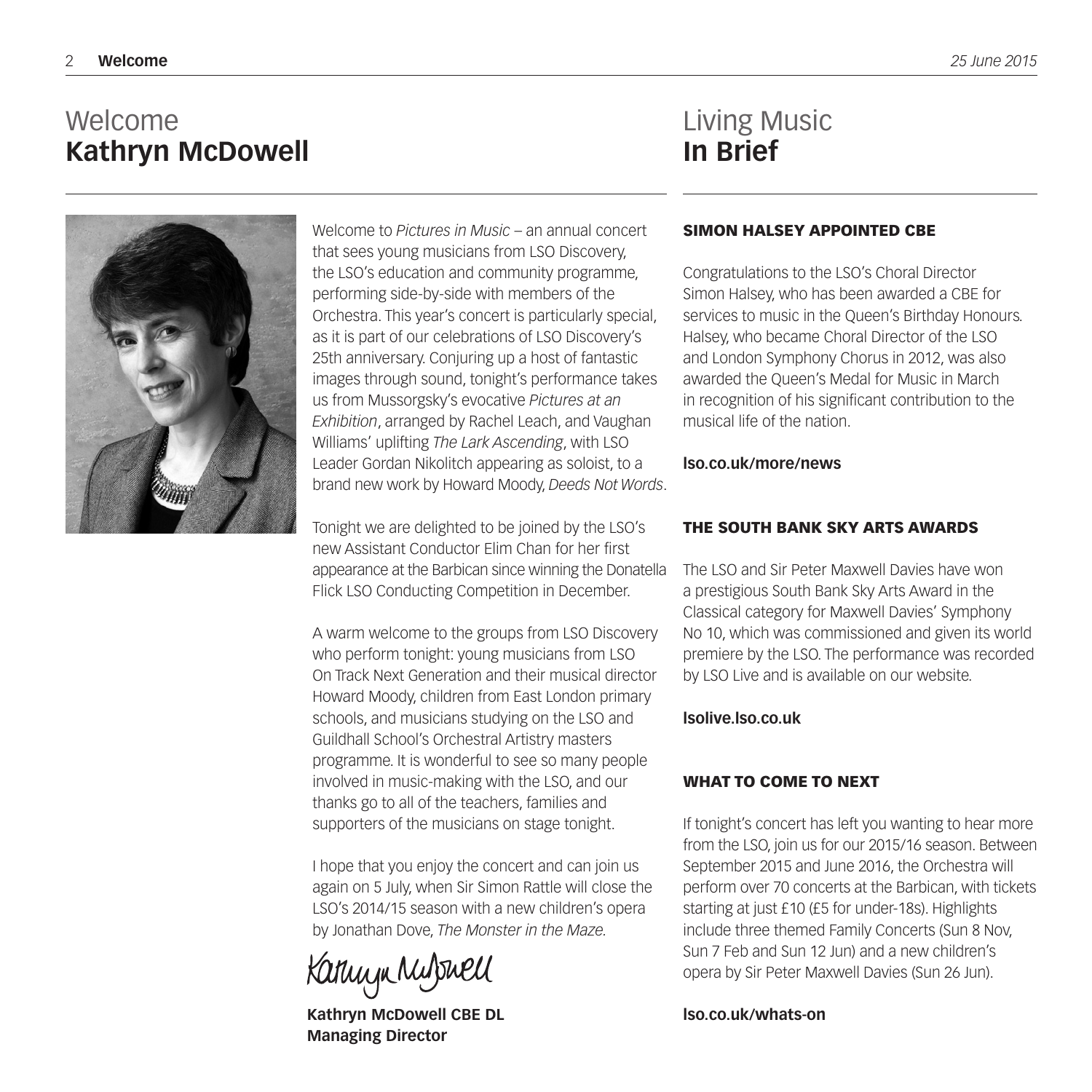# Welcome
## **Kathryn McDowell**

Welcome to *Pictures in Music* – an annual concert that sees young musicians from LSO Discovery, the LSO's education and community programme, performing side-by-side with members of the Orchestra. This year's concert is particularly special, as it is part of our celebrations of LSO Discovery's 25th anniversary. Conjuring up a host of fantastic images through sound, tonight's performance takes us from Mussorgsky's evocative *Pictures at an Exhibition*, arranged by Rachel Leach, and Vaughan Williams' uplifting *The Lark Ascending*, with LSO Leader Gordan Nikolitch appearing as soloist, to a brand new work by Howard Moody, *Deeds Not Words*.

Tonight we are delighted to be joined by the LSO's new Assistant Conductor Elim Chan for her first appearance at the Barbican since winning the Donatella Flick LSO Conducting Competition in December.

A warm welcome to the groups from LSO Discovery who perform tonight: young musicians from LSO On Track Next Generation and their musical director Howard Moody, children from East London primary schools, and musicians studying on the LSO and Guildhall School's Orchestral Artistry masters programme. It is wonderful to see so many people involved in music-making with the LSO, and our thanks go to all of the teachers, families and supporters of the musicians on stage tonight.

I hope that you enjoy the concert and can join us again on 5 July, when Sir Simon Rattle will close the LSO's 2014/15 season with a new children's opera by Jonathan Dove, *The Monster in the Maze.*

**Kathryn McDowell CBE DL**
**Managing Director**

# Living Music
## **In Brief**

### SIMON HALSEY APPOINTED CBE

Congratulations to the LSO's Choral Director Simon Halsey, who has been awarded a CBE for services to music in the Queen's Birthday Honours. Halsey, who became Choral Director of the LSO and London Symphony Chorus in 2012, was also awarded the Queen's Medal for Music in March in recognition of his significant contribution to the musical life of the nation.

**lso.co.uk/more/news**

### THE SOUTH BANK SKY ARTS AWARDS

The LSO and Sir Peter Maxwell Davies have won a prestigious South Bank Sky Arts Award in the Classical category for Maxwell Davies' Symphony No 10, which was commissioned and given its world premiere by the LSO. The performance was recorded by LSO Live and is available on our website.

**lsolive.lso.co.uk**

### WHAT TO COME TO NEXT

If tonight's concert has left you wanting to hear more from the LSO, join us for our 2015/16 season. Between September 2015 and June 2016, the Orchestra will perform over 70 concerts at the Barbican, with tickets starting at just £10 (£5 for under-18s). Highlights include three themed Family Concerts (Sun 8 Nov, Sun 7 Feb and Sun 12 Jun) and a new children's opera by Sir Peter Maxwell Davies (Sun 26 Jun).

**lso.co.uk/whats-on**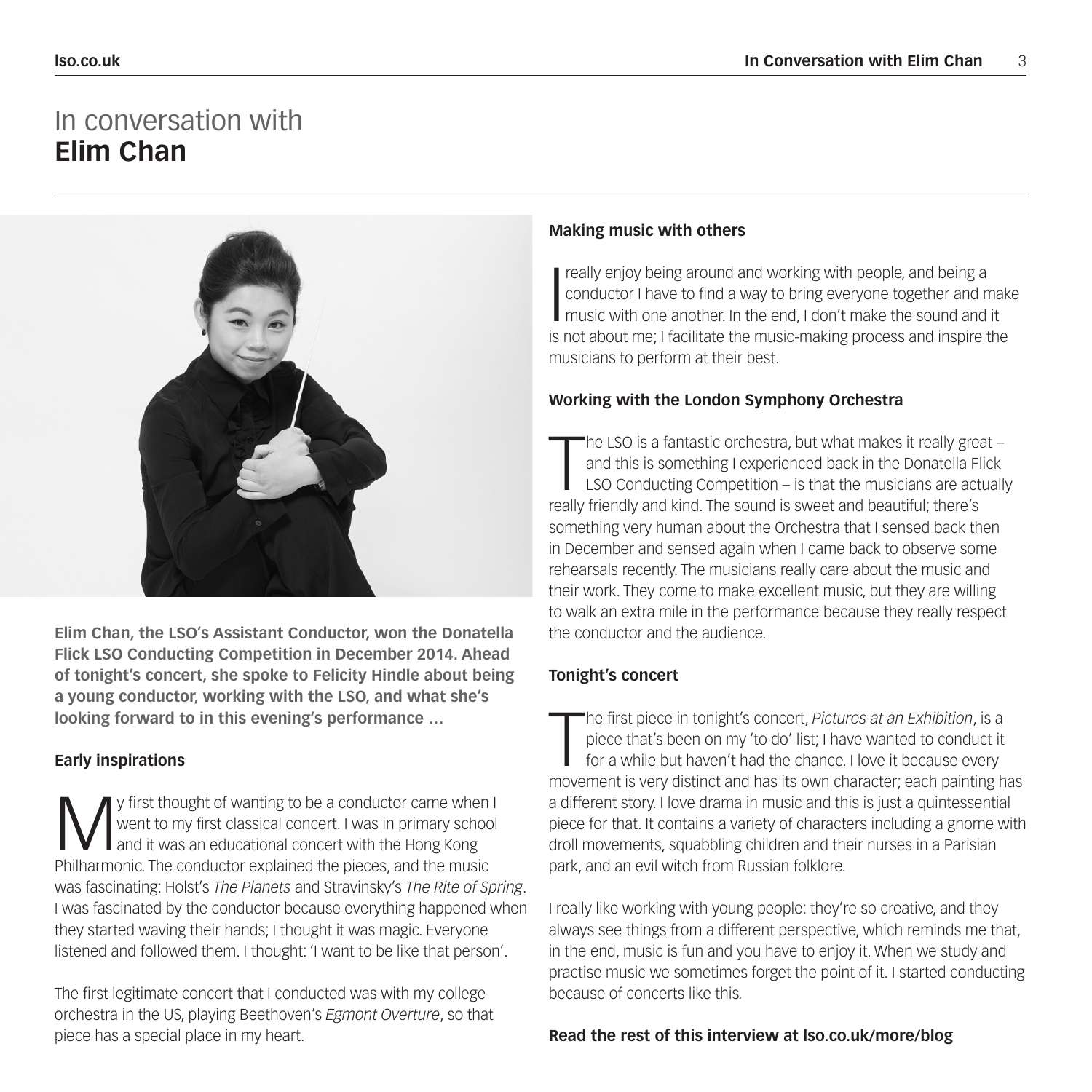# In conversation with **Elim Chan**

**Elim Chan, the LSO's Assistant Conductor, won the Donatella Flick LSO Conducting Competition in December 2014. Ahead of tonight's concert, she spoke to Felicity Hindle about being a young conductor, working with the LSO, and what she's looking forward to in this evening's performance …**

### Early inspirations

My first thought of wanting to be a conductor came when I went to my first classical concert. I was in primary school and it was an educational concert with the Hong Kong Philharmonic. The conductor explained the pieces, and the music was fascinating: Holst's *The Planets* and Stravinsky's *The Rite of Spring*. I was fascinated by the conductor because everything happened when they started waving their hands; I thought it was magic. Everyone listened and followed them. I thought: 'I want to be like that person'.

The first legitimate concert that I conducted was with my college orchestra in the US, playing Beethoven's *Egmont Overture*, so that piece has a special place in my heart.

### Making music with others

I really enjoy being around and working with people, and being a conductor I have to find a way to bring everyone together and make music with one another. In the end, I don't make the sound and it is not about me; I facilitate the music-making process and inspire the musicians to perform at their best.

### Working with the London Symphony Orchestra

The LSO is a fantastic orchestra, but what makes it really great – and this is something I experienced back in the Donatella Flick LSO Conducting Competition – is that the musicians are actually really friendly and kind. The sound is sweet and beautiful; there's something very human about the Orchestra that I sensed back then in December and sensed again when I came back to observe some rehearsals recently. The musicians really care about the music and their work. They come to make excellent music, but they are willing to walk an extra mile in the performance because they really respect the conductor and the audience.

### Tonight's concert

The first piece in tonight's concert, *Pictures at an Exhibition*, is a piece that's been on my 'to do' list; I have wanted to conduct it for a while but haven't had the chance. I love it because every movement is very distinct and has its own character; each painting has a different story. I love drama in music and this is just a quintessential piece for that. It contains a variety of characters including a gnome with droll movements, squabbling children and their nurses in a Parisian park, and an evil witch from Russian folklore.

I really like working with young people: they're so creative, and they always see things from a different perspective, which reminds me that, in the end, music is fun and you have to enjoy it. When we study and practise music we sometimes forget the point of it. I started conducting because of concerts like this.

**Read the rest of this interview at lso.co.uk/more/blog**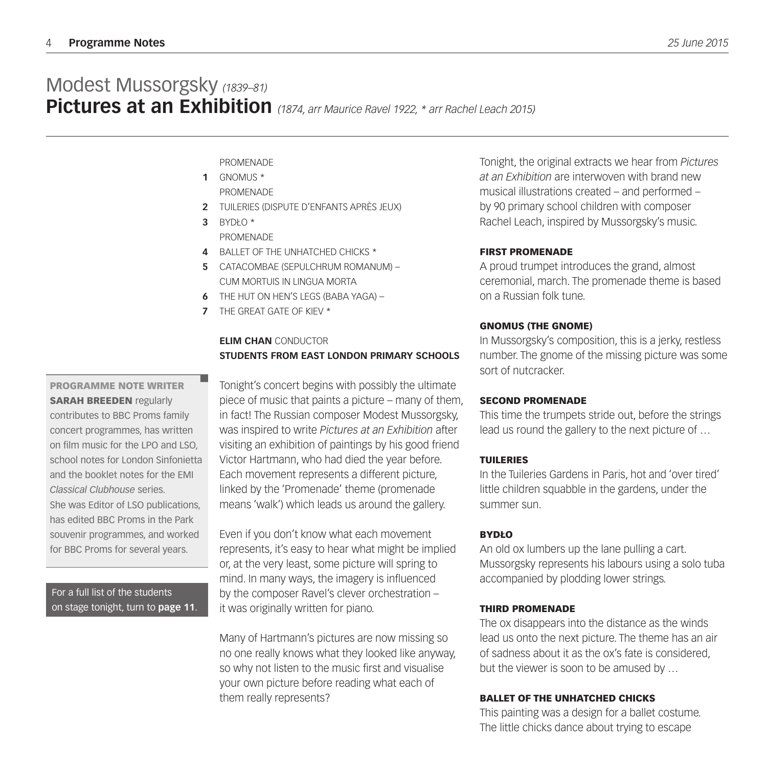# Modest Mussorgsky *(1839–81)*

## Pictures at an Exhibition *(1874, arr Maurice Ravel 1922, * arr Rachel Leach 2015)*

PROMENADE
**1** GNOMUS *
PROMENADE
**2** TUILERIES (DISPUTE D'ENFANTS APRÈS JEUX)
**3** BYDŁO *
PROMENADE
**4** BALLET OF THE UNHATCHED CHICKS *
**5** CATACOMBAE (SEPULCHRUM ROMANUM) – CUM MORTUIS IN LINGUA MORTA
**6** THE HUT ON HEN'S LEGS (BABA YAGA) –
**7** THE GREAT GATE OF KIEV *

**ELIM CHAN** CONDUCTOR
**STUDENTS FROM EAST LONDON PRIMARY SCHOOLS**

**PROGRAMME NOTE WRITER**
**SARAH BREEDEN** regularly contributes to BBC Proms family concert programmes, has written on film music for the LPO and LSO, school notes for London Sinfonietta and the booklet notes for the EMI *Classical Clubhouse* series. She was Editor of LSO publications, has edited BBC Proms in the Park souvenir programmes, and worked for BBC Proms for several years.

For a full list of the students on stage tonight, turn to **page 11**.

Tonight's concert begins with possibly the ultimate piece of music that paints a picture – many of them, in fact! The Russian composer Modest Mussorgsky, was inspired to write *Pictures at an Exhibition* after visiting an exhibition of paintings by his good friend Victor Hartmann, who had died the year before. Each movement represents a different picture, linked by the 'Promenade' theme (promenade means 'walk') which leads us around the gallery.

Even if you don't know what each movement represents, it's easy to hear what might be implied or, at the very least, some picture will spring to mind. In many ways, the imagery is influenced by the composer Ravel's clever orchestration – it was originally written for piano.

Many of Hartmann's pictures are now missing so no one really knows what they looked like anyway, so why not listen to the music first and visualise your own picture before reading what each of them really represents?

Tonight, the original extracts we hear from *Pictures at an Exhibition* are interwoven with brand new musical illustrations created – and performed – by 90 primary school children with composer Rachel Leach, inspired by Mussorgsky's music.

### FIRST PROMENADE

A proud trumpet introduces the grand, almost ceremonial, march. The promenade theme is based on a Russian folk tune.

### GNOMUS (THE GNOME)

In Mussorgsky's composition, this is a jerky, restless number. The gnome of the missing picture was some sort of nutcracker.

### SECOND PROMENADE

This time the trumpets stride out, before the strings lead us round the gallery to the next picture of …

### TUILERIES

In the Tuileries Gardens in Paris, hot and 'over tired' little children squabble in the gardens, under the summer sun.

### BYDŁO

An old ox lumbers up the lane pulling a cart. Mussorgsky represents his labours using a solo tuba accompanied by plodding lower strings.

### THIRD PROMENADE

The ox disappears into the distance as the winds lead us onto the next picture. The theme has an air of sadness about it as the ox's fate is considered, but the viewer is soon to be amused by …

### BALLET OF THE UNHATCHED CHICKS

This painting was a design for a ballet costume. The little chicks dance about trying to escape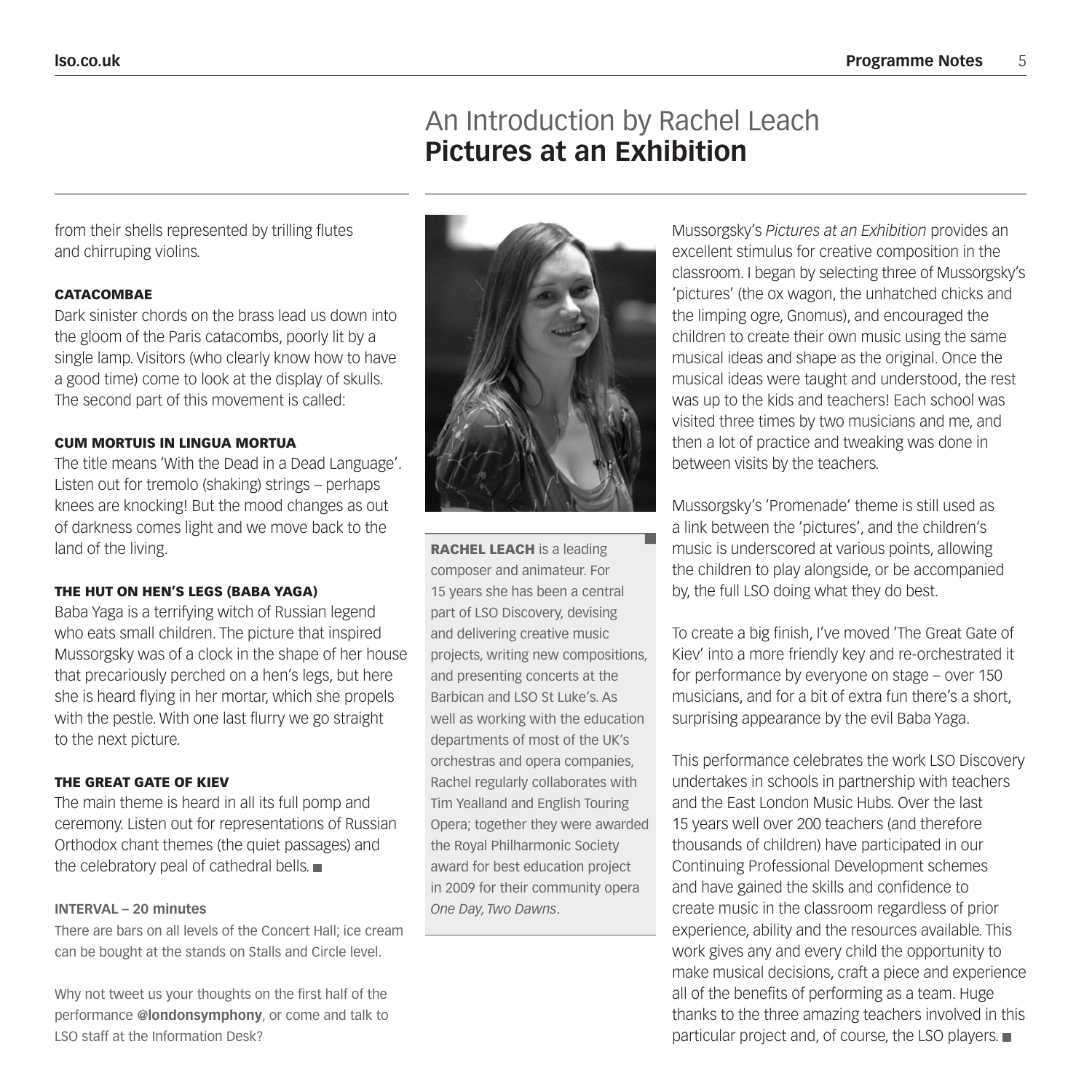from their shells represented by trilling flutes and chirruping violins.

### CATACOMBAE

Dark sinister chords on the brass lead us down into the gloom of the Paris catacombs, poorly lit by a single lamp. Visitors (who clearly know how to have a good time) come to look at the display of skulls. The second part of this movement is called:

### CUM MORTUIS IN LINGUA MORTUA

The title means 'With the Dead in a Dead Language'. Listen out for tremolo (shaking) strings – perhaps knees are knocking! But the mood changes as out of darkness comes light and we move back to the land of the living.

### THE HUT ON HEN'S LEGS (BABA YAGA)

Baba Yaga is a terrifying witch of Russian legend who eats small children. The picture that inspired Mussorgsky was of a clock in the shape of her house that precariously perched on a hen's legs, but here she is heard flying in her mortar, which she propels with the pestle. With one last flurry we go straight to the next picture.

### THE GREAT GATE OF KIEV

The main theme is heard in all its full pomp and ceremony. Listen out for representations of Russian Orthodox chant themes (the quiet passages) and the celebratory peal of cathedral bells. ■

**INTERVAL – 20 minutes**

There are bars on all levels of the Concert Hall; ice cream can be bought at the stands on Stalls and Circle level.

Why not tweet us your thoughts on the first half of the performance **@londonsymphony**, or come and talk to LSO staff at the Information Desk?

# An Introduction by Rachel Leach
# **Pictures at an Exhibition**

**RACHEL LEACH** is a leading composer and animateur. For 15 years she has been a central part of LSO Discovery, devising and delivering creative music projects, writing new compositions, and presenting concerts at the Barbican and LSO St Luke's. As well as working with the education departments of most of the UK's orchestras and opera companies, Rachel regularly collaborates with Tim Yealland and English Touring Opera; together they were awarded the Royal Philharmonic Society award for best education project in 2009 for their community opera *One Day, Two Dawns*.

Mussorgsky's *Pictures at an Exhibition* provides an excellent stimulus for creative composition in the classroom. I began by selecting three of Mussorgsky's 'pictures' (the ox wagon, the unhatched chicks and the limping ogre, Gnomus), and encouraged the children to create their own music using the same musical ideas and shape as the original. Once the musical ideas were taught and understood, the rest was up to the kids and teachers! Each school was visited three times by two musicians and me, and then a lot of practice and tweaking was done in between visits by the teachers.

Mussorgsky's 'Promenade' theme is still used as a link between the 'pictures', and the children's music is underscored at various points, allowing the children to play alongside, or be accompanied by, the full LSO doing what they do best.

To create a big finish, I've moved 'The Great Gate of Kiev' into a more friendly key and re-orchestrated it for performance by everyone on stage – over 150 musicians, and for a bit of extra fun there's a short, surprising appearance by the evil Baba Yaga.

This performance celebrates the work LSO Discovery undertakes in schools in partnership with teachers and the East London Music Hubs. Over the last 15 years well over 200 teachers (and therefore thousands of children) have participated in our Continuing Professional Development schemes and have gained the skills and confidence to create music in the classroom regardless of prior experience, ability and the resources available. This work gives any and every child the opportunity to make musical decisions, craft a piece and experience all of the benefits of performing as a team. Huge thanks to the three amazing teachers involved in this particular project and, of course, the LSO players. ■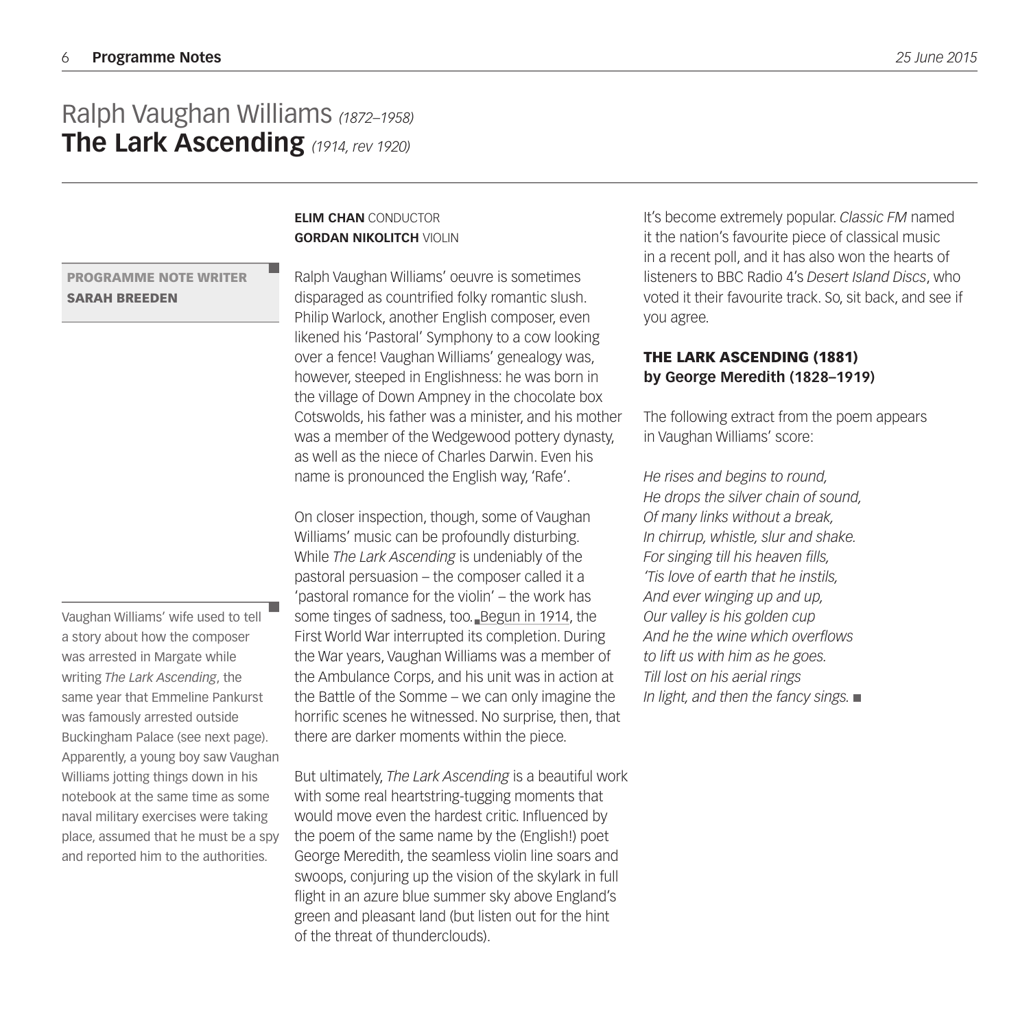# Ralph Vaughan Williams *(1872–1958)*
# **The Lark Ascending** *(1914, rev 1920)*

**PROGRAMME NOTE WRITER**
**SARAH BREEDEN**

**ELIM CHAN** CONDUCTOR
**GORDAN NIKOLITCH** VIOLIN

Ralph Vaughan Williams' oeuvre is sometimes disparaged as countrified folky romantic slush. Philip Warlock, another English composer, even likened his 'Pastoral' Symphony to a cow looking over a fence! Vaughan Williams' genealogy was, however, steeped in Englishness: he was born in the village of Down Ampney in the chocolate box Cotswolds, his father was a minister, and his mother was a member of the Wedgewood pottery dynasty, as well as the niece of Charles Darwin. Even his name is pronounced the English way, 'Rafe'.

On closer inspection, though, some of Vaughan Williams' music can be profoundly disturbing. While *The Lark Ascending* is undeniably of the pastoral persuasion – the composer called it a 'pastoral romance for the violin' – the work has some tinges of sadness, too. Begun in 1914, the First World War interrupted its completion. During the War years, Vaughan Williams was a member of the Ambulance Corps, and his unit was in action at the Battle of the Somme – we can only imagine the horrific scenes he witnessed. No surprise, then, that there are darker moments within the piece.

Vaughan Williams' wife used to tell a story about how the composer was arrested in Margate while writing *The Lark Ascending*, the same year that Emmeline Pankurst was famously arrested outside Buckingham Palace (see next page). Apparently, a young boy saw Vaughan Williams jotting things down in his notebook at the same time as some naval military exercises were taking place, assumed that he must be a spy and reported him to the authorities.

But ultimately, *The Lark Ascending* is a beautiful work with some real heartstring-tugging moments that would move even the hardest critic. Influenced by the poem of the same name by the (English!) poet George Meredith, the seamless violin line soars and swoops, conjuring up the vision of the skylark in full flight in an azure blue summer sky above England's green and pleasant land (but listen out for the hint of the threat of thunderclouds).

It's become extremely popular. *Classic FM* named it the nation's favourite piece of classical music in a recent poll, and it has also won the hearts of listeners to BBC Radio 4's *Desert Island Discs*, who voted it their favourite track. So, sit back, and see if you agree.

### THE LARK ASCENDING (1881)
### by George Meredith (1828–1919)

The following extract from the poem appears in Vaughan Williams' score:

*He rises and begins to round,*
*He drops the silver chain of sound,*
*Of many links without a break,*
*In chirrup, whistle, slur and shake.*
*For singing till his heaven fills,*
*'Tis love of earth that he instils,*
*And ever winging up and up,*
*Our valley is his golden cup*
*And he the wine which overflows*
*to lift us with him as he goes.*
*Till lost on his aerial rings*
*In light, and then the fancy sings.* ■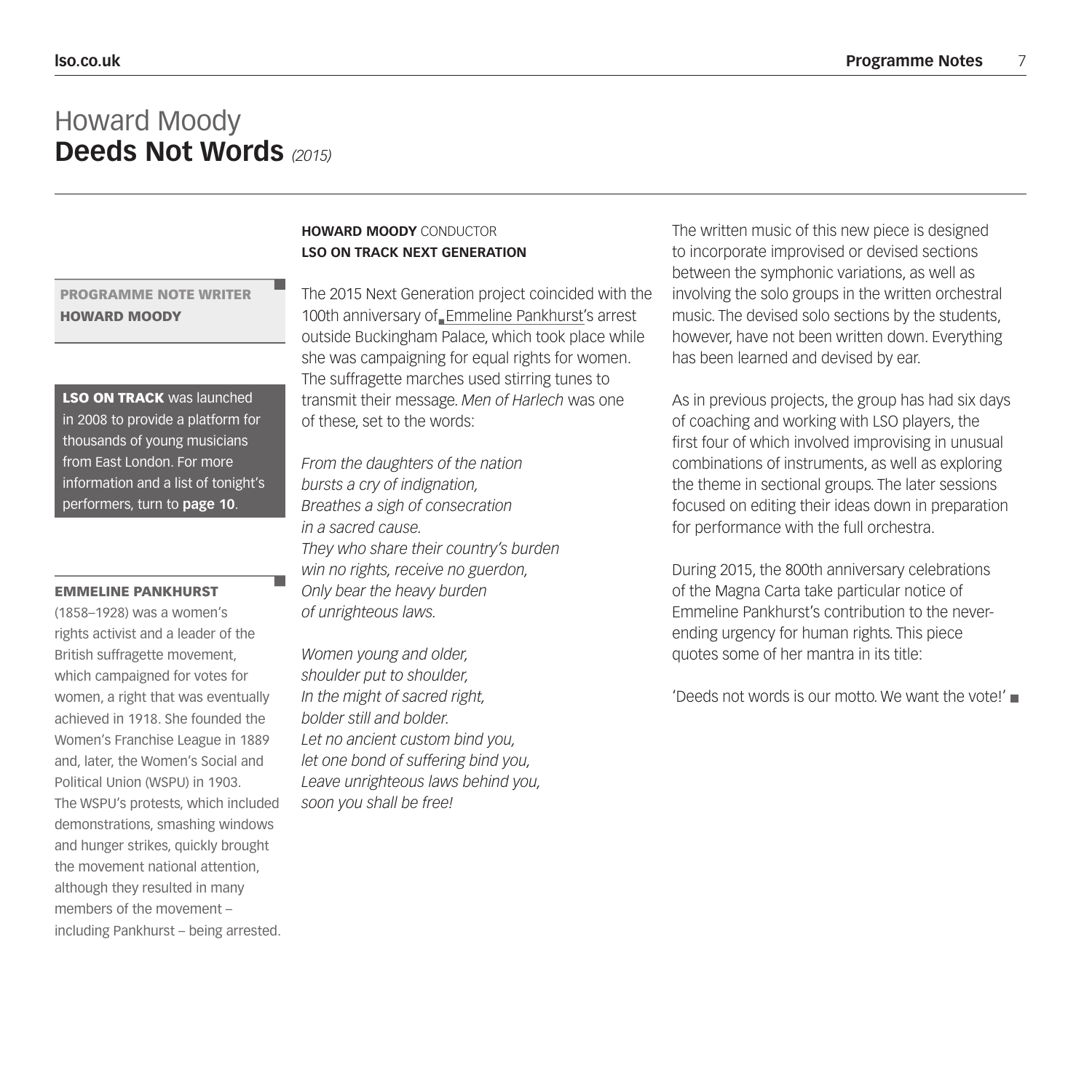# Howard Moody
## **Deeds Not Words** *(2015)*

**PROGRAMME NOTE WRITER**
**HOWARD MOODY**

**LSO ON TRACK** was launched in 2008 to provide a platform for thousands of young musicians from East London. For more information and a list of tonight's performers, turn to **page 10**.

**EMMELINE PANKHURST**
(1858–1928) was a women's rights activist and a leader of the British suffragette movement, which campaigned for votes for women, a right that was eventually achieved in 1918. She founded the Women's Franchise League in 1889 and, later, the Women's Social and Political Union (WSPU) in 1903. The WSPU's protests, which included demonstrations, smashing windows and hunger strikes, quickly brought the movement national attention, although they resulted in many members of the movement – including Pankhurst – being arrested.

**HOWARD MOODY** CONDUCTOR
**LSO ON TRACK NEXT GENERATION**

The 2015 Next Generation project coincided with the 100th anniversary of Emmeline Pankhurst's arrest outside Buckingham Palace, which took place while she was campaigning for equal rights for women. The suffragette marches used stirring tunes to transmit their message. *Men of Harlech* was one of these, set to the words:

*From the daughters of the nation*
*bursts a cry of indignation,*
*Breathes a sigh of consecration*
*in a sacred cause.*
*They who share their country's burden*
*win no rights, receive no guerdon,*
*Only bear the heavy burden*
*of unrighteous laws.*

*Women young and older,*
*shoulder put to shoulder,*
*In the might of sacred right,*
*bolder still and bolder.*
*Let no ancient custom bind you,*
*let one bond of suffering bind you,*
*Leave unrighteous laws behind you,*
*soon you shall be free!*

The written music of this new piece is designed to incorporate improvised or devised sections between the symphonic variations, as well as involving the solo groups in the written orchestral music. The devised solo sections by the students, however, have not been written down. Everything has been learned and devised by ear.

As in previous projects, the group has had six days of coaching and working with LSO players, the first four of which involved improvising in unusual combinations of instruments, as well as exploring the theme in sectional groups. The later sessions focused on editing their ideas down in preparation for performance with the full orchestra.

During 2015, the 800th anniversary celebrations of the Magna Carta take particular notice of Emmeline Pankhurst's contribution to the never-ending urgency for human rights. This piece quotes some of her mantra in its title:

'Deeds not words is our motto. We want the vote!'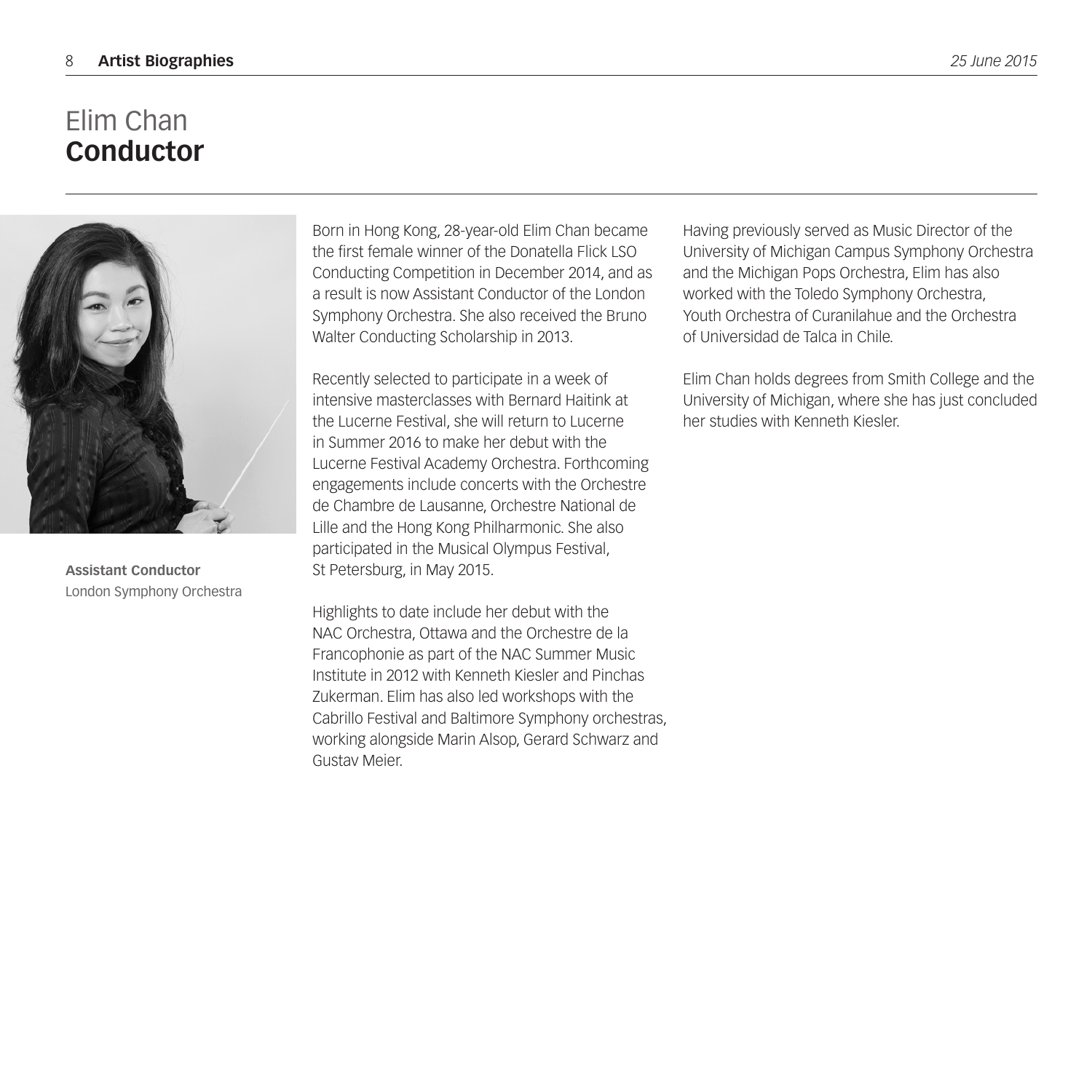# Elim Chan
## **Conductor**

**Assistant Conductor**
London Symphony Orchestra

Born in Hong Kong, 28-year-old Elim Chan became the first female winner of the Donatella Flick LSO Conducting Competition in December 2014, and as a result is now Assistant Conductor of the London Symphony Orchestra. She also received the Bruno Walter Conducting Scholarship in 2013.

Recently selected to participate in a week of intensive masterclasses with Bernard Haitink at the Lucerne Festival, she will return to Lucerne in Summer 2016 to make her debut with the Lucerne Festival Academy Orchestra. Forthcoming engagements include concerts with the Orchestre de Chambre de Lausanne, Orchestre National de Lille and the Hong Kong Philharmonic. She also participated in the Musical Olympus Festival, St Petersburg, in May 2015.

Highlights to date include her debut with the NAC Orchestra, Ottawa and the Orchestre de la Francophonie as part of the NAC Summer Music Institute in 2012 with Kenneth Kiesler and Pinchas Zukerman. Elim has also led workshops with the Cabrillo Festival and Baltimore Symphony orchestras, working alongside Marin Alsop, Gerard Schwarz and Gustav Meier.

Having previously served as Music Director of the University of Michigan Campus Symphony Orchestra and the Michigan Pops Orchestra, Elim has also worked with the Toledo Symphony Orchestra, Youth Orchestra of Curanilahue and the Orchestra of Universidad de Talca in Chile.

Elim Chan holds degrees from Smith College and the University of Michigan, where she has just concluded her studies with Kenneth Kiesler.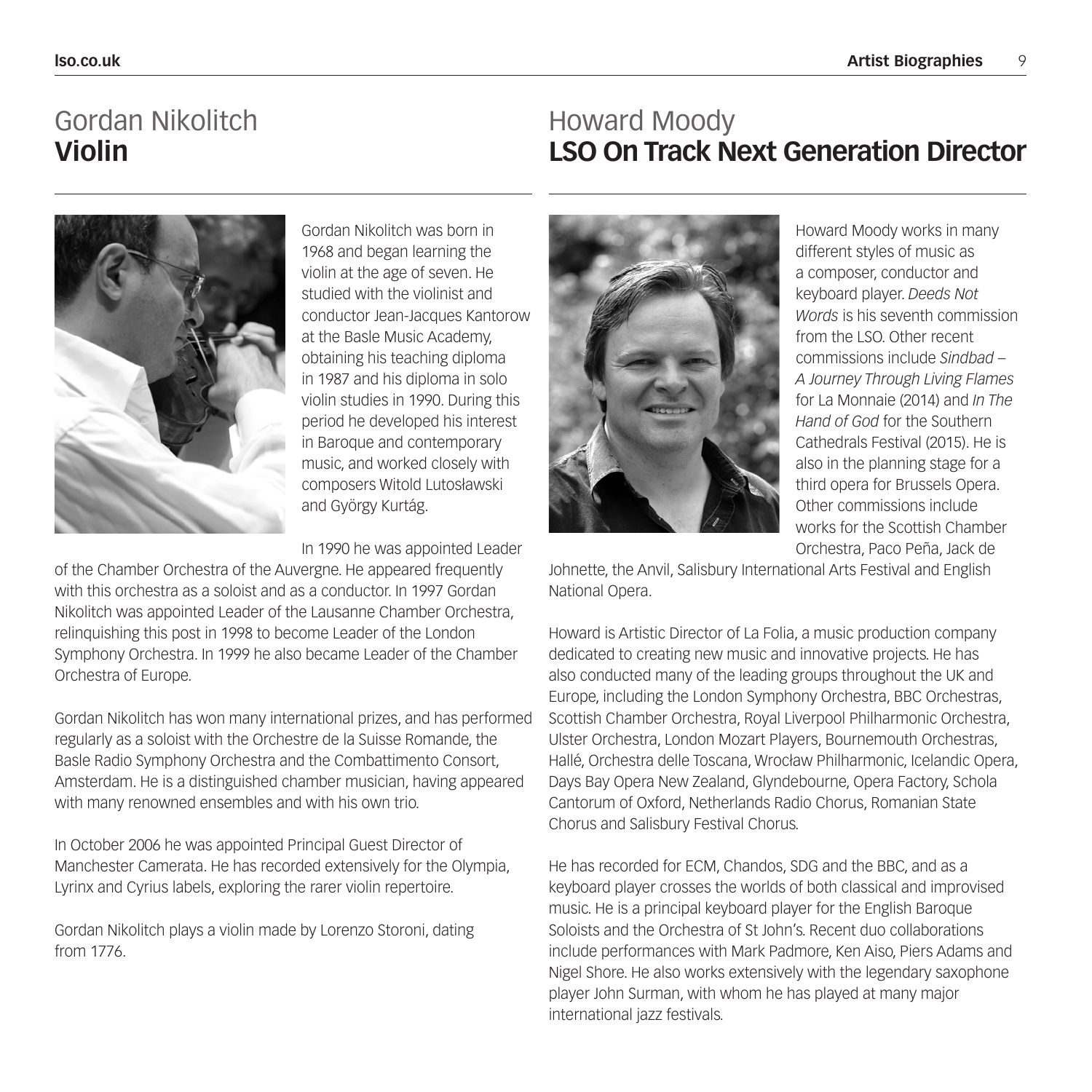# Gordan Nikolitch
## Violin

Gordan Nikolitch was born in 1968 and began learning the violin at the age of seven. He studied with the violinist and conductor Jean-Jacques Kantorow at the Basle Music Academy, obtaining his teaching diploma in 1987 and his diploma in solo violin studies in 1990. During this period he developed his interest in Baroque and contemporary music, and worked closely with composers Witold Lutosławski and György Kurtág.

In 1990 he was appointed Leader of the Chamber Orchestra of the Auvergne. He appeared frequently with this orchestra as a soloist and as a conductor. In 1997 Gordan Nikolitch was appointed Leader of the Lausanne Chamber Orchestra, relinquishing this post in 1998 to become Leader of the London Symphony Orchestra. In 1999 he also became Leader of the Chamber Orchestra of Europe.

Gordan Nikolitch has won many international prizes, and has performed regularly as a soloist with the Orchestre de la Suisse Romande, the Basle Radio Symphony Orchestra and the Combattimento Consort, Amsterdam. He is a distinguished chamber musician, having appeared with many renowned ensembles and with his own trio.

In October 2006 he was appointed Principal Guest Director of Manchester Camerata. He has recorded extensively for the Olympia, Lyrinx and Cyrius labels, exploring the rarer violin repertoire.

Gordan Nikolitch plays a violin made by Lorenzo Storoni, dating from 1776.

# Howard Moody
## LSO On Track Next Generation Director

Howard Moody works in many different styles of music as a composer, conductor and keyboard player. *Deeds Not Words* is his seventh commission from the LSO. Other recent commissions include *Sindbad – A Journey Through Living Flames* for La Monnaie (2014) and *In The Hand of God* for the Southern Cathedrals Festival (2015). He is also in the planning stage for a third opera for Brussels Opera. Other commissions include works for the Scottish Chamber Orchestra, Paco Peña, Jack de Johnette, the Anvil, Salisbury International Arts Festival and English National Opera.

Howard is Artistic Director of La Folia, a music production company dedicated to creating new music and innovative projects. He has also conducted many of the leading groups throughout the UK and Europe, including the London Symphony Orchestra, BBC Orchestras, Scottish Chamber Orchestra, Royal Liverpool Philharmonic Orchestra, Ulster Orchestra, London Mozart Players, Bournemouth Orchestras, Hallé, Orchestra delle Toscana, Wrocław Philharmonic, Icelandic Opera, Days Bay Opera New Zealand, Glyndebourne, Opera Factory, Schola Cantorum of Oxford, Netherlands Radio Chorus, Romanian State Chorus and Salisbury Festival Chorus.

He has recorded for ECM, Chandos, SDG and the BBC, and as a keyboard player crosses the worlds of both classical and improvised music. He is a principal keyboard player for the English Baroque Soloists and the Orchestra of St John's. Recent duo collaborations include performances with Mark Padmore, Ken Aiso, Piers Adams and Nigel Shore. He also works extensively with the legendary saxophone player John Surman, with whom he has played at many major international jazz festivals.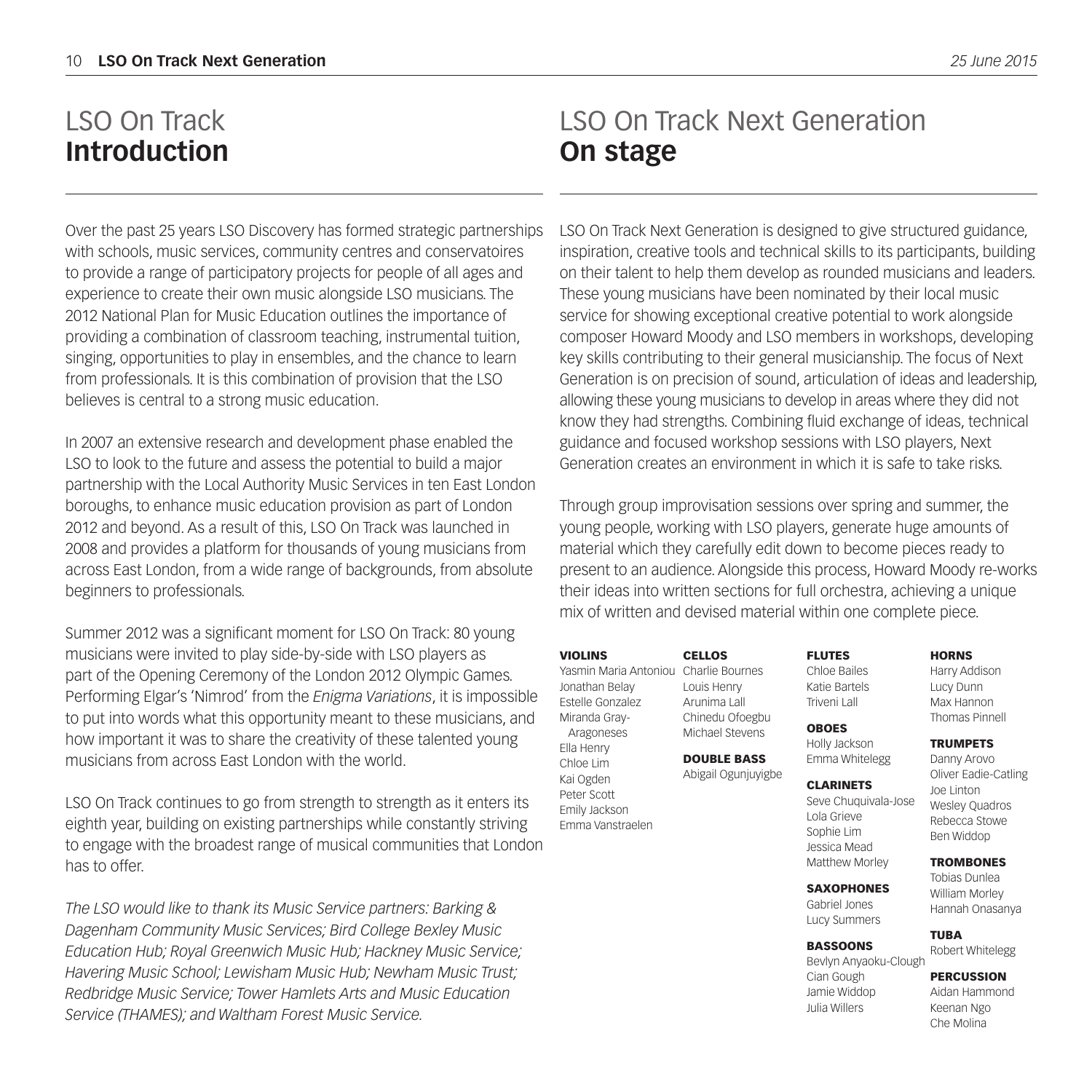# LSO On Track **Introduction**

Over the past 25 years LSO Discovery has formed strategic partnerships with schools, music services, community centres and conservatoires to provide a range of participatory projects for people of all ages and experience to create their own music alongside LSO musicians. The 2012 National Plan for Music Education outlines the importance of providing a combination of classroom teaching, instrumental tuition, singing, opportunities to play in ensembles, and the chance to learn from professionals. It is this combination of provision that the LSO believes is central to a strong music education.

In 2007 an extensive research and development phase enabled the LSO to look to the future and assess the potential to build a major partnership with the Local Authority Music Services in ten East London boroughs, to enhance music education provision as part of London 2012 and beyond. As a result of this, LSO On Track was launched in 2008 and provides a platform for thousands of young musicians from across East London, from a wide range of backgrounds, from absolute beginners to professionals.

Summer 2012 was a significant moment for LSO On Track: 80 young musicians were invited to play side-by-side with LSO players as part of the Opening Ceremony of the London 2012 Olympic Games. Performing Elgar's 'Nimrod' from the *Enigma Variations*, it is impossible to put into words what this opportunity meant to these musicians, and how important it was to share the creativity of these talented young musicians from across East London with the world.

LSO On Track continues to go from strength to strength as it enters its eighth year, building on existing partnerships while constantly striving to engage with the broadest range of musical communities that London has to offer.

*The LSO would like to thank its Music Service partners: Barking & Dagenham Community Music Services; Bird College Bexley Music Education Hub; Royal Greenwich Music Hub; Hackney Music Service; Havering Music School; Lewisham Music Hub; Newham Music Trust; Redbridge Music Service; Tower Hamlets Arts and Music Education Service (THAMES); and Waltham Forest Music Service.*

# LSO On Track Next Generation **On stage**

LSO On Track Next Generation is designed to give structured guidance, inspiration, creative tools and technical skills to its participants, building on their talent to help them develop as rounded musicians and leaders. These young musicians have been nominated by their local music service for showing exceptional creative potential to work alongside composer Howard Moody and LSO members in workshops, developing key skills contributing to their general musicianship. The focus of Next Generation is on precision of sound, articulation of ideas and leadership, allowing these young musicians to develop in areas where they did not know they had strengths. Combining fluid exchange of ideas, technical guidance and focused workshop sessions with LSO players, Next Generation creates an environment in which it is safe to take risks.

Through group improvisation sessions over spring and summer, the young people, working with LSO players, generate huge amounts of material which they carefully edit down to become pieces ready to present to an audience. Alongside this process, Howard Moody re-works their ideas into written sections for full orchestra, achieving a unique mix of written and devised material within one complete piece.

**VIOLINS**
Yasmin Maria Antoniou
Jonathan Belay
Estelle Gonzalez
Miranda Gray-Aragoneses
Ella Henry
Chloe Lim
Kai Ogden
Peter Scott
Emily Jackson
Emma Vanstraelen

**CELLOS**
Charlie Bournes
Louis Henry
Arunima Lall
Chinedu Ofoegbu
Michael Stevens

**DOUBLE BASS**
Abigail Ogunjuyigbe

**FLUTES**
Chloe Bailes
Katie Bartels
Triveni Lall

**OBOES**
Holly Jackson
Emma Whitelegg

**CLARINETS**
Seve Chuquivala-Jose
Lola Grieve
Sophie Lim
Jessica Mead
Matthew Morley

**SAXOPHONES**
Gabriel Jones
Lucy Summers

**BASSOONS**
Bevlyn Anyaoku-Clough
Cian Gough
Jamie Widdop
Julia Willers

**HORNS**
Harry Addison
Lucy Dunn
Max Hannon
Thomas Pinnell

**TRUMPETS**
Danny Arovo
Oliver Eadie-Catling
Joe Linton
Wesley Quadros
Rebecca Stowe
Ben Widdop

**TROMBONES**
Tobias Dunlea
William Morley
Hannah Onasanya

**TUBA**
Robert Whitelegg

**PERCUSSION**
Aidan Hammond
Keenan Ngo
Che Molina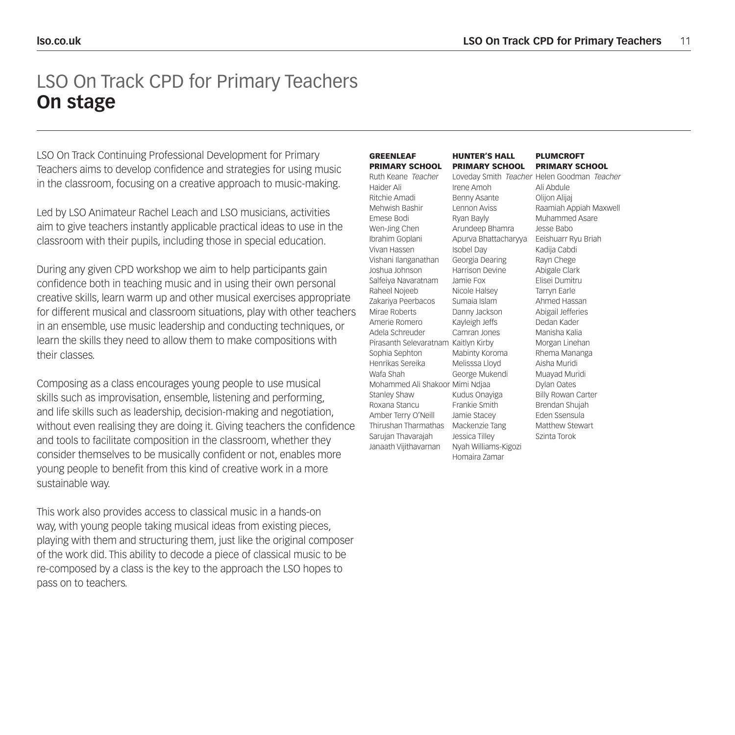# LSO On Track CPD for Primary Teachers
## On stage

LSO On Track Continuing Professional Development for Primary Teachers aims to develop confidence and strategies for using music in the classroom, focusing on a creative approach to music-making.

Led by LSO Animateur Rachel Leach and LSO musicians, activities aim to give teachers instantly applicable practical ideas to use in the classroom with their pupils, including those in special education.

During any given CPD workshop we aim to help participants gain confidence both in teaching music and in using their own personal creative skills, learn warm up and other musical exercises appropriate for different musical and classroom situations, play with other teachers in an ensemble, use music leadership and conducting techniques, or learn the skills they need to allow them to make compositions with their classes.

Composing as a class encourages young people to use musical skills such as improvisation, ensemble, listening and performing, and life skills such as leadership, decision-making and negotiation, without even realising they are doing it. Giving teachers the confidence and tools to facilitate composition in the classroom, whether they consider themselves to be musically confident or not, enables more young people to benefit from this kind of creative work in a more sustainable way.

This work also provides access to classical music in a hands-on way, with young people taking musical ideas from existing pieces, playing with them and structuring them, just like the original composer of the work did. This ability to decode a piece of classical music to be re-composed by a class is the key to the approach the LSO hopes to pass on to teachers.

**GREENLEAF PRIMARY SCHOOL**
Ruth Keane *Teacher*
Haider Ali
Ritchie Amadi
Mehwish Bashir
Emese Bodi
Wen-Jing Chen
Ibrahim Goplani
Vivan Hassen
Vishani Ilanganathan
Joshua Johnson
Salfeiya Navaratnam
Raheel Nojeeb
Zakariya Peerbacos
Mirae Roberts
Amerie Romero
Adela Schreuder
Pirasanth Selevaratnam
Sophia Sephton
Henrikas Sereika
Wafa Shah
Mohammed Ali Shakoor
Stanley Shaw
Roxana Stancu
Amber Terry O'Neill
Thirushan Tharmathas
Sarujan Thavarajah
Janaath Vijithavarnan

**HUNTER'S HALL PRIMARY SCHOOL**
Loveday Smith *Teacher*
Irene Amoh
Benny Asante
Lennon Aviss
Ryan Bayly
Arundeep Bhamra
Apurva Bhattacharyya
Isobel Day
Georgia Dearing
Harrison Devine
Jamie Fox
Nicole Halsey
Sumaia Islam
Danny Jackson
Kayleigh Jeffs
Camran Jones
Kaitlyn Kirby
Mabinty Koroma
Melisssa Lloyd
George Mukendi
Mimi Ndjaa
Kudus Onayiga
Frankie Smith
Jamie Stacey
Mackenzie Tang
Jessica Tilley
Nyah Williams-Kigozi
Homaira Zamar

**PLUMCROFT PRIMARY SCHOOL**
Helen Goodman *Teacher*
Ali Abdule
Olijon Alijaj
Raamiah Appiah Maxwell
Muhammed Asare
Jesse Babo
Eeishuarr Ryu Briah
Kadija Cabdi
Rayn Chege
Abigale Clark
Elisei Dumitru
Tarryn Earle
Ahmed Hassan
Abigail Jefferies
Dedan Kader
Manisha Kalia
Morgan Linehan
Rhema Mananga
Aisha Muridi
Muayad Muridi
Dylan Oates
Billy Rowan Carter
Brendan Shujah
Eden Ssensula
Matthew Stewart
Szinta Torok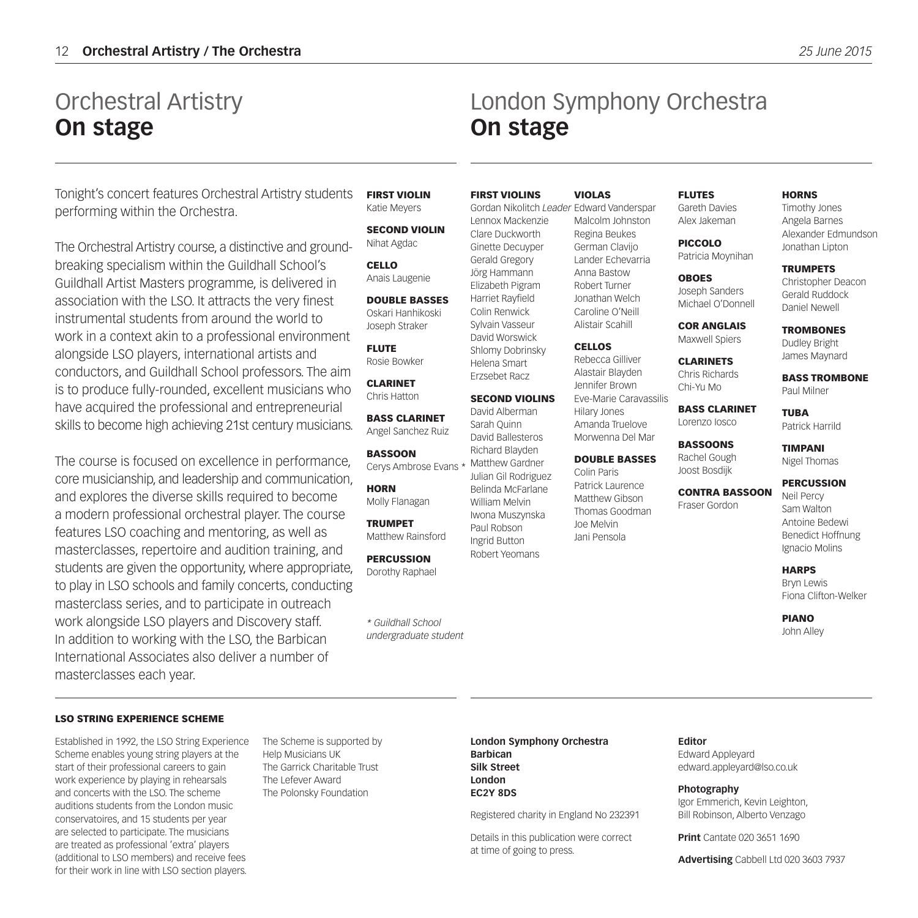# Orchestral Artistry **On stage**

Tonight's concert features Orchestral Artistry students performing within the Orchestra.

The Orchestral Artistry course, a distinctive and ground-breaking specialism within the Guildhall School's Guildhall Artist Masters programme, is delivered in association with the LSO. It attracts the very finest instrumental students from around the world to work in a context akin to a professional environment alongside LSO players, international artists and conductors, and Guildhall School professors. The aim is to produce fully-rounded, excellent musicians who have acquired the professional and entrepreneurial skills to become high achieving 21st century musicians.

The course is focused on excellence in performance, core musicianship, and leadership and communication, and explores the diverse skills required to become a modern professional orchestral player. The course features LSO coaching and mentoring, as well as masterclasses, repertoire and audition training, and students are given the opportunity, where appropriate, to play in LSO schools and family concerts, conducting masterclass series, and to participate in outreach work alongside LSO players and Discovery staff. In addition to working with the LSO, the Barbican International Associates also deliver a number of masterclasses each year.

**FIRST VIOLIN**
Katie Meyers

**SECOND VIOLIN**
Nihat Agdac

**CELLO**
Anais Laugenie

**DOUBLE BASSES**
Oskari Hanhikoski
Joseph Straker

**FLUTE**
Rosie Bowker

**CLARINET**
Chris Hatton

**BASS CLARINET**
Angel Sanchez Ruiz

**BASSOON**
Cerys Ambrose Evans *

**HORN**
Molly Flanagan

**TRUMPET**
Matthew Rainsford

**PERCUSSION**
Dorothy Raphael

*\* Guildhall School undergraduate student*

# London Symphony Orchestra **On stage**

**FIRST VIOLINS**
Gordan Nikolitch *Leader*
Lennox Mackenzie
Clare Duckworth
Ginette Decuyper
Gerald Gregory
Jörg Hammann
Elizabeth Pigram
Harriet Rayfield
Colin Renwick
Sylvain Vasseur
David Worswick
Shlomy Dobrinsky
Helena Smart
Erzsebet Racz

**SECOND VIOLINS**
David Alberman
Sarah Quinn
David Ballesteros
Richard Blayden
Matthew Gardner
Julian Gil Rodriguez
Belinda McFarlane
William Melvin
Iwona Muszynska
Paul Robson
Ingrid Button
Robert Yeomans

**VIOLAS**
Edward Vanderspar
Malcolm Johnston
Regina Beukes
German Clavijo
Lander Echevarria
Anna Bastow
Robert Turner
Jonathan Welch
Caroline O'Neill
Alistair Scahill

**CELLOS**
Rebecca Gilliver
Alastair Blayden
Jennifer Brown
Eve-Marie Caravassilis
Hilary Jones
Amanda Truelove
Morwenna Del Mar

**DOUBLE BASSES**
Colin Paris
Patrick Laurence
Matthew Gibson
Thomas Goodman
Joe Melvin
Jani Pensola

**FLUTES**
Gareth Davies
Alex Jakeman

**PICCOLO**
Patricia Moynihan

**OBOES**
Joseph Sanders
Michael O'Donnell

**COR ANGLAIS**
Maxwell Spiers

**CLARINETS**
Chris Richards
Chi-Yu Mo

**BASS CLARINET**
Lorenzo Iosco

**BASSOONS**
Rachel Gough
Joost Bosdijk

**CONTRA BASSOON**
Fraser Gordon

**HORNS**
Timothy Jones
Angela Barnes
Alexander Edmundson
Jonathan Lipton

**TRUMPETS**
Christopher Deacon
Gerald Ruddock
Daniel Newell

**TROMBONES**
Dudley Bright
James Maynard

**BASS TROMBONE**
Paul Milner

**TUBA**
Patrick Harrild

**TIMPANI**
Nigel Thomas

**PERCUSSION**
Neil Percy
Sam Walton
Antoine Bedewi
Benedict Hoffnung
Ignacio Molins

**HARPS**
Bryn Lewis
Fiona Clifton-Welker

**PIANO**
John Alley

### LSO STRING EXPERIENCE SCHEME

Established in 1992, the LSO String Experience Scheme enables young string players at the start of their professional careers to gain work experience by playing in rehearsals and concerts with the LSO. The scheme auditions students from the London music conservatoires, and 15 students per year are selected to participate. The musicians are treated as professional 'extra' players (additional to LSO members) and receive fees for their work in line with LSO section players.

The Scheme is supported by
Help Musicians UK
The Garrick Charitable Trust
The Lefever Award
The Polonsky Foundation

**London Symphony Orchestra**
**Barbican**
**Silk Street**
**London**
**EC2Y 8DS**

Registered charity in England No 232391

Details in this publication were correct at time of going to press.

**Editor**
Edward Appleyard
edward.appleyard@lso.co.uk

**Photography**
Igor Emmerich, Kevin Leighton, Bill Robinson, Alberto Venzago

**Print** Cantate 020 3651 1690

**Advertising** Cabbell Ltd 020 3603 7937